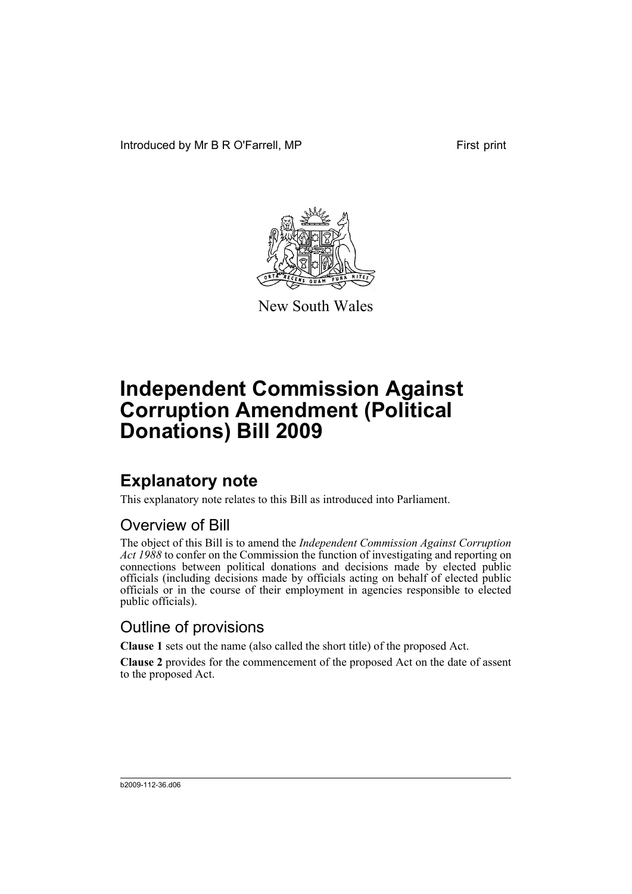Introduced by Mr B R O'Farrell, MP First print

New South Wales

# Independent Commission Against Corruption Amendment (Political Donations) Bill 2009

## Explanatory note

This explanatory note relates to this Bill as introduced into Parliament.

### Overview of Bill

The object of this Bill is to amend the *Independent Commission Against Corruption Act 1988* to confer on the Commission the function of investigating and reporting on connections between political donations and decisions made by elected public officials (including decisions made by officials acting on behalf of elected public officials or in the course of their employment in agencies responsible to elected public officials).

### Outline of provisions

**Clause 1** sets out the name (also called the short title) of the proposed Act.

**Clause 2** provides for the commencement of the proposed Act on the date of assent to the proposed Act.

b2009-112-36.d06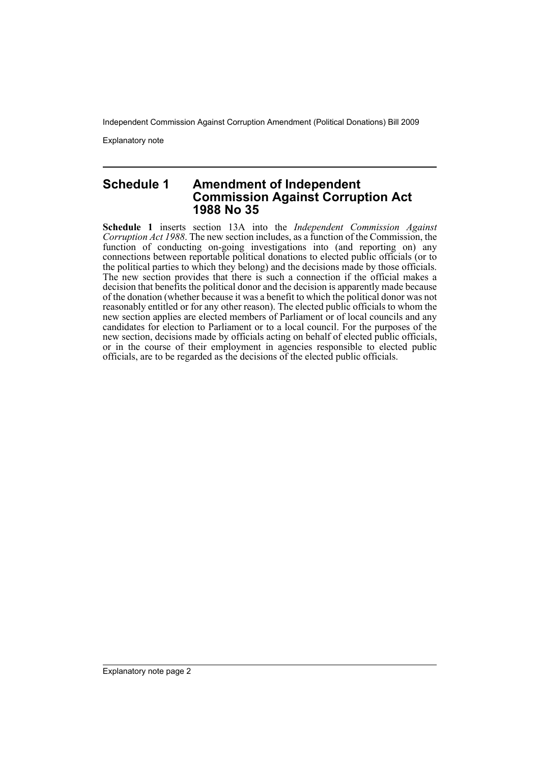## Schedule 1 Amendment of Independent Commission Against Corruption Act 1988 No 35

**Schedule 1** inserts section 13A into the *Independent Commission Against Corruption Act 1988*. The new section includes, as a function of the Commission, the function of conducting on-going investigations into (and reporting on) any connections between reportable political donations to elected public officials (or to the political parties to which they belong) and the decisions made by those officials. The new section provides that there is such a connection if the official makes a decision that benefits the political donor and the decision is apparently made because of the donation (whether because it was a benefit to which the political donor was not reasonably entitled or for any other reason). The elected public officials to whom the new section applies are elected members of Parliament or of local councils and any candidates for election to Parliament or to a local council. For the purposes of the new section, decisions made by officials acting on behalf of elected public officials, or in the course of their employment in agencies responsible to elected public officials, are to be regarded as the decisions of the elected public officials.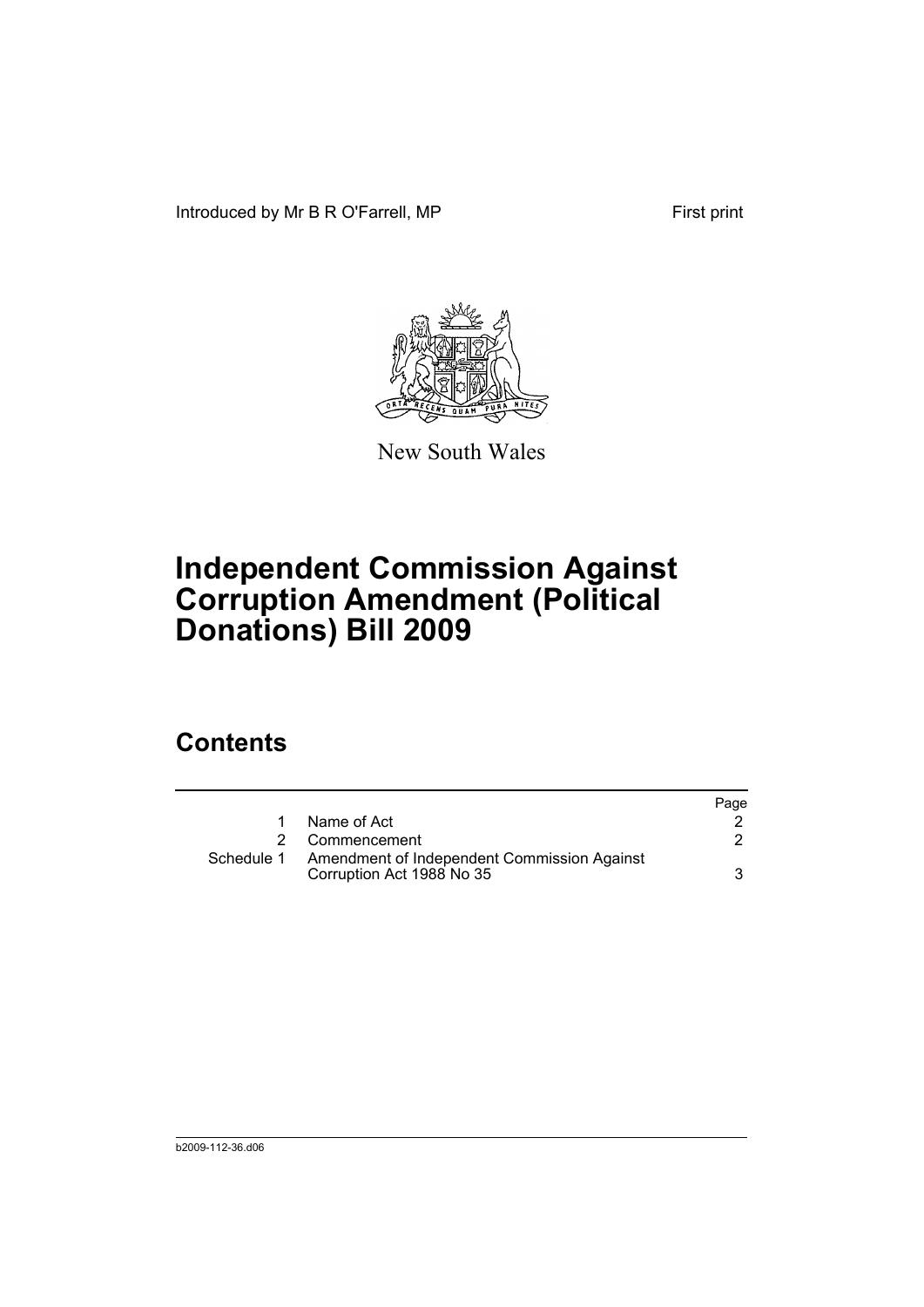Introduced by Mr B R O'Farrell, MP First print

New South Wales

# Independent Commission Against Corruption Amendment (Political Donations) Bill 2009

## Contents

| | | Page |
|---|---|---|
| 1 | Name of Act | 2 |
| 2 | Commencement | 2 |
| Schedule 1 | Amendment of Independent Commission Against Corruption Act 1988 No 35 | 3 |

b2009-112-36.d06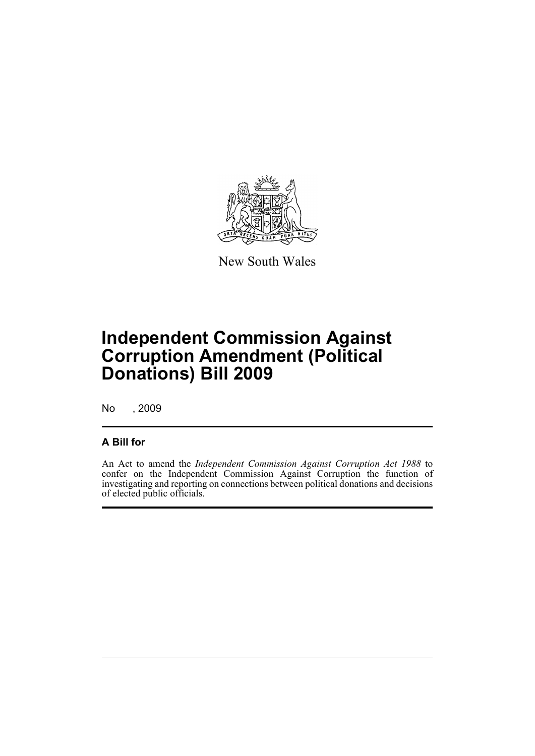New South Wales

# Independent Commission Against Corruption Amendment (Political Donations) Bill 2009

No , 2009

## A Bill for

An Act to amend the *Independent Commission Against Corruption Act 1988* to confer on the Independent Commission Against Corruption the function of investigating and reporting on connections between political donations and decisions of elected public officials.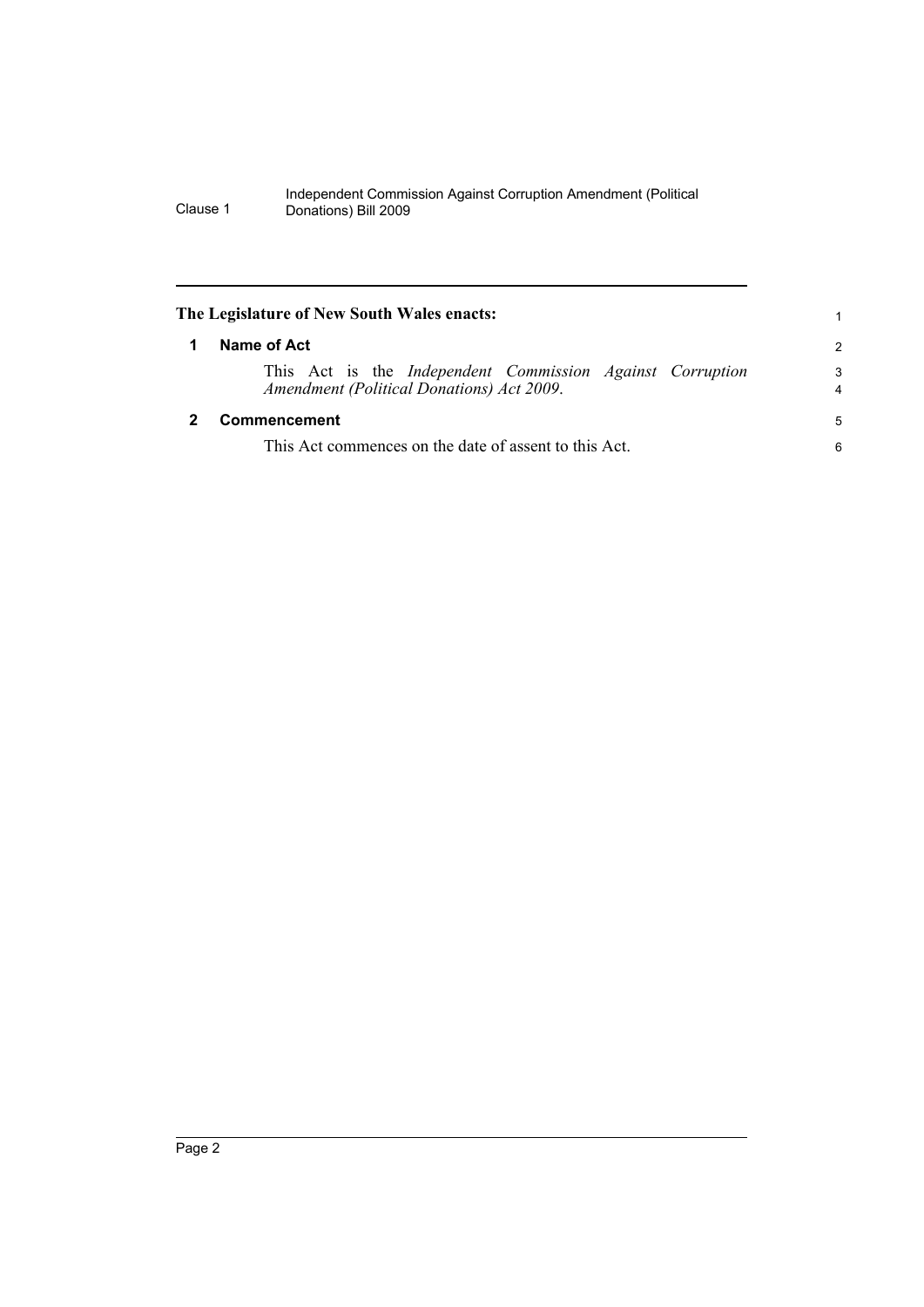**The Legislature of New South Wales enacts:**

## 1 Name of Act

This Act is the *Independent Commission Against Corruption Amendment (Political Donations) Act 2009*.

## 2 Commencement

This Act commences on the date of assent to this Act.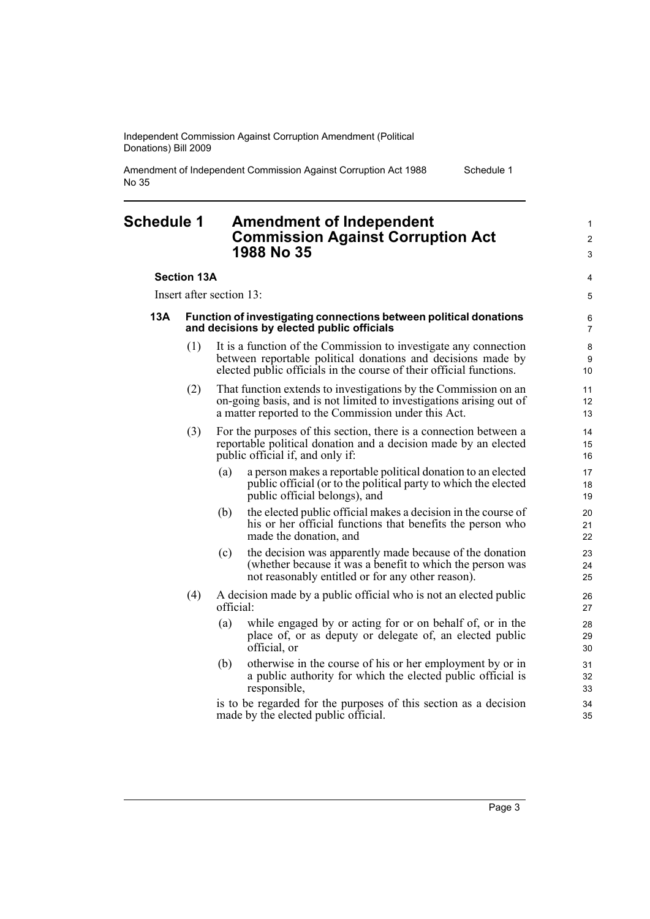## Schedule 1 Amendment of Independent Commission Against Corruption Act 1988 No 35

**Section 13A**

Insert after section 13:

**13A Function of investigating connections between political donations and decisions by elected public officials**

(1) It is a function of the Commission to investigate any connection between reportable political donations and decisions made by elected public officials in the course of their official functions.

(2) That function extends to investigations by the Commission on an on-going basis, and is not limited to investigations arising out of a matter reported to the Commission under this Act.

(3) For the purposes of this section, there is a connection between a reportable political donation and a decision made by an elected public official if, and only if:

- (a) a person makes a reportable political donation to an elected public official (or to the political party to which the elected public official belongs), and
- (b) the elected public official makes a decision in the course of his or her official functions that benefits the person who made the donation, and
- (c) the decision was apparently made because of the donation (whether because it was a benefit to which the person was not reasonably entitled or for any other reason).

(4) A decision made by a public official who is not an elected public official:

- (a) while engaged by or acting for or on behalf of, or in the place of, or as deputy or delegate of, an elected public official, or
- (b) otherwise in the course of his or her employment by or in a public authority for which the elected public official is responsible,

is to be regarded for the purposes of this section as a decision made by the elected public official.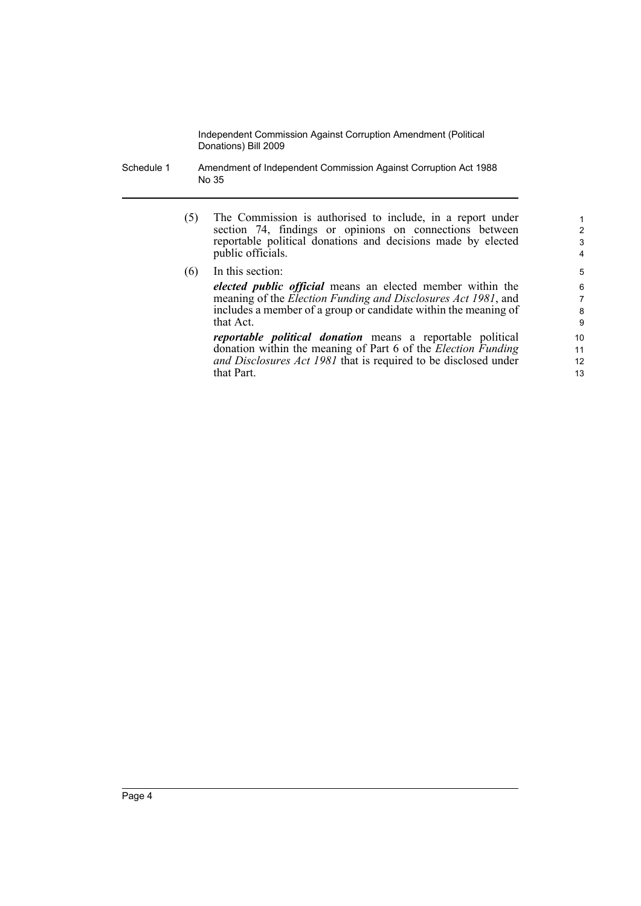(5) The Commission is authorised to include, in a report under section 74, findings or opinions on connections between reportable political donations and decisions made by elected public officials.

(6) In this section:

***elected public official*** means an elected member within the meaning of the *Election Funding and Disclosures Act 1981*, and includes a member of a group or candidate within the meaning of that Act.

***reportable political donation*** means a reportable political donation within the meaning of Part 6 of the *Election Funding and Disclosures Act 1981* that is required to be disclosed under that Part.